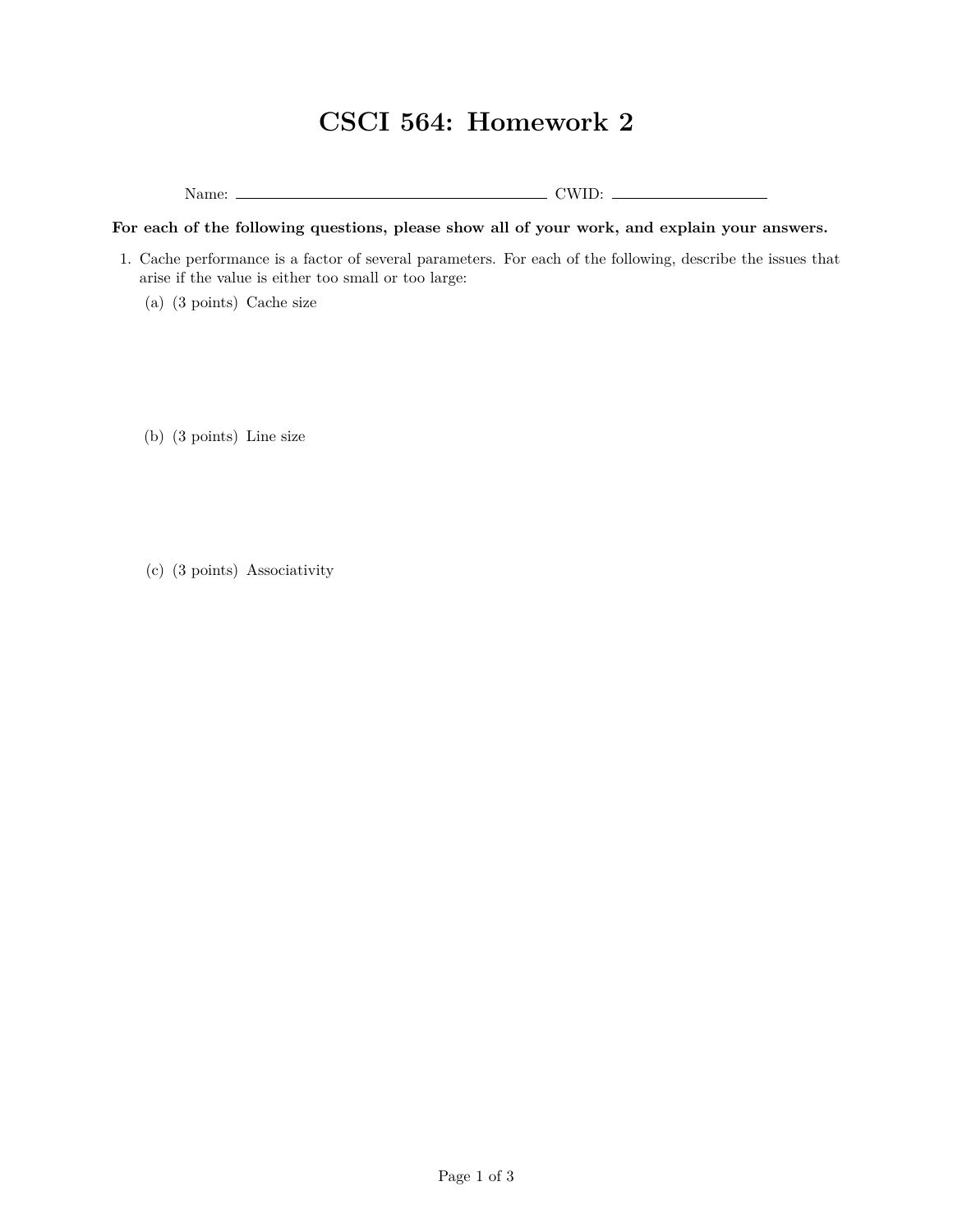# CSCI 564: Homework 2

Name: ______________________ CWID: ______________

**For each of the following questions, please show all of your work, and explain your answers.**

1. Cache performance is a factor of several parameters. For each of the following, describe the issues that arise if the value is either too small or too large:

   (a) (3 points) Cache size

   (b) (3 points) Line size

   (c) (3 points) Associativity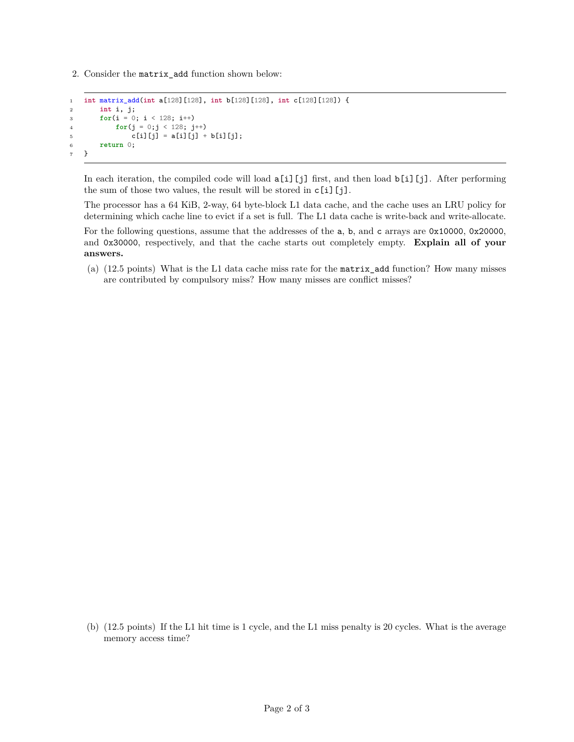2. Consider the `matrix_add` function shown below:

```
int matrix_add(int a[128][128], int b[128][128], int c[128][128]) {
    int i, j;
    for(i = 0; i < 128; i++)
        for(j = 0;j < 128; j++)
            c[i][j] = a[i][j] + b[i][j];
    return 0;
}
```

In each iteration, the compiled code will load `a[i][j]` first, and then load `b[i][j]`. After performing the sum of those two values, the result will be stored in `c[i][j]`.

The processor has a 64 KiB, 2-way, 64 byte-block L1 data cache, and the cache uses an LRU policy for determining which cache line to evict if a set is full. The L1 data cache is write-back and write-allocate.

For the following questions, assume that the addresses of the `a`, `b`, and `c` arrays are `0x10000`, `0x20000`, and `0x30000`, respectively, and that the cache starts out completely empty. **Explain all of your answers.**

(a) (12.5 points) What is the L1 data cache miss rate for the `matrix_add` function? How many misses are contributed by compulsory miss? How many misses are conflict misses?

(b) (12.5 points) If the L1 hit time is 1 cycle, and the L1 miss penalty is 20 cycles. What is the average memory access time?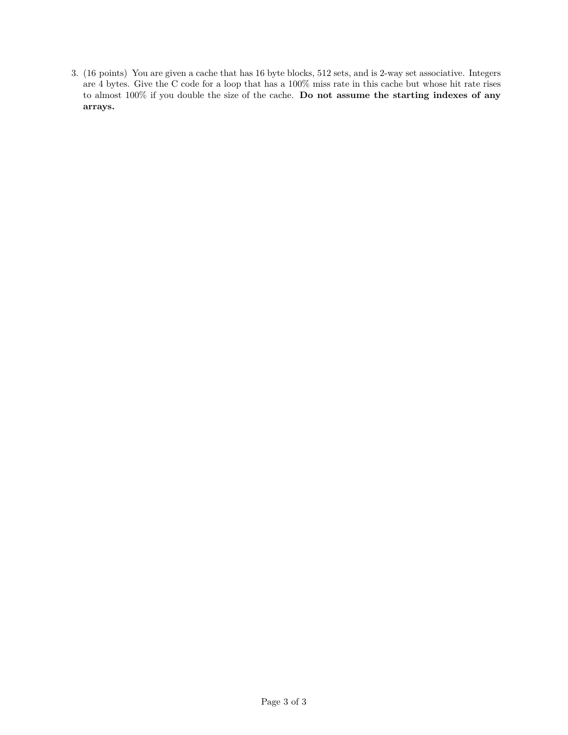3. (16 points) You are given a cache that has 16 byte blocks, 512 sets, and is 2-way set associative. Integers are 4 bytes. Give the C code for a loop that has a 100% miss rate in this cache but whose hit rate rises to almost 100% if you double the size of the cache. **Do not assume the starting indexes of any arrays.**